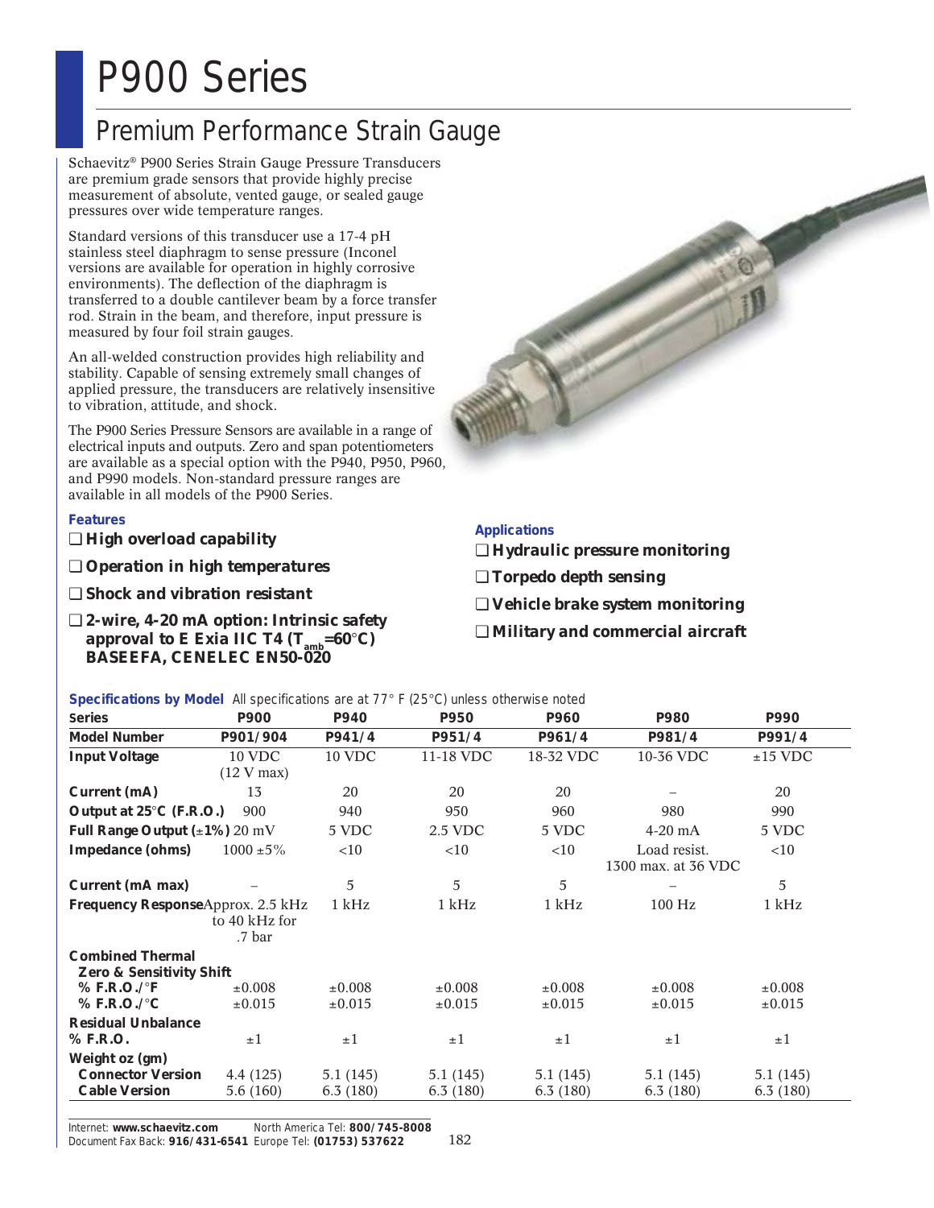# P900 Series

## Premium Performance Strain Gauge

Schaevitz® P900 Series Strain Gauge Pressure Transducers are premium grade sensors that provide highly precise measurement of absolute, vented gauge, or sealed gauge pressures over wide temperature ranges.

Standard versions of this transducer use a 17-4 pH stainless steel diaphragm to sense pressure (Inconel versions are available for operation in highly corrosive environments). The deflection of the diaphragm is transferred to a double cantilever beam by a force transfer rod. Strain in the beam, and therefore, input pressure is measured by four foil strain gauges.

An all-welded construction provides high reliability and stability. Capable of sensing extremely small changes of applied pressure, the transducers are relatively insensitive to vibration, attitude, and shock.

The P900 Series Pressure Sensors are available in a range of electrical inputs and outputs. Zero and span potentiometers are available as a special option with the P940, P950, P960, and P990 models. Non-standard pressure ranges are available in all models of the P900 Series.

### Features

- ❑ **High overload capability**
- ❑ **Operation in high temperatures**
- ❑ **Shock and vibration resistant**
- ❑ **2-wire, 4-20 mA option: Intrinsic safety approval to E Exia IIC T4 ($T_{amb}$=60°C) BASEEFA, CENELEC EN50-020**

### Applications

- ❑ **Hydraulic pressure monitoring**
- ❑ **Torpedo depth sensing**
- ❑ **Vehicle brake system monitoring**
- ❑ **Military and commercial aircraft**

**Specifications by Model** All specifications are at 77° F (25°C) unless otherwise noted

| Series | P900 | P940 | P950 | P960 | P980 | P990 |
|---|---|---|---|---|---|---|
| **Model Number** | P901/904 | P941/4 | P951/4 | P961/4 | P981/4 | P991/4 |
| **Input Voltage** | 10 VDC (12 V max) | 10 VDC | 11-18 VDC | 18-32 VDC | 10-36 VDC | ±15 VDC |
| **Current (mA)** | 13 | 20 | 20 | 20 | – | 20 |
| **Output at 25°C (F.R.O.)** | 900 | 940 | 950 | 960 | 980 | 990 |
| **Full Range Output (±1%)** | 20 mV | 5 VDC | 2.5 VDC | 5 VDC | 4-20 mA | 5 VDC |
| **Impedance (ohms)** | 1000 ±5% | <10 | <10 | <10 | Load resist. 1300 max. at 36 VDC | <10 |
| **Current (mA max)** | – | 5 | 5 | 5 | – | 5 |
| **Frequency Response** | Approx. 2.5 kHz to 40 kHz for .7 bar | 1 kHz | 1 kHz | 1 kHz | 100 Hz | 1 kHz |
| **Combined Thermal Zero & Sensitivity Shift** | | | | | | |
| **% F.R.O./°F** | ±0.008 | ±0.008 | ±0.008 | ±0.008 | ±0.008 | ±0.008 |
| **% F.R.O./°C** | ±0.015 | ±0.015 | ±0.015 | ±0.015 | ±0.015 | ±0.015 |
| **Residual Unbalance % F.R.O.** | ±1 | ±1 | ±1 | ±1 | ±1 | ±1 |
| **Weight oz (gm)** | | | | | | |
| **Connector Version** | 4.4 (125) | 5.1 (145) | 5.1 (145) | 5.1 (145) | 5.1 (145) | 5.1 (145) |
| **Cable Version** | 5.6 (160) | 6.3 (180) | 6.3 (180) | 6.3 (180) | 6.3 (180) | 6.3 (180) |

Internet: **www.schaevitz.com** North America Tel: **800/745-8008**
Document Fax Back: **916/431-6541** Europe Tel: **(01753) 537622**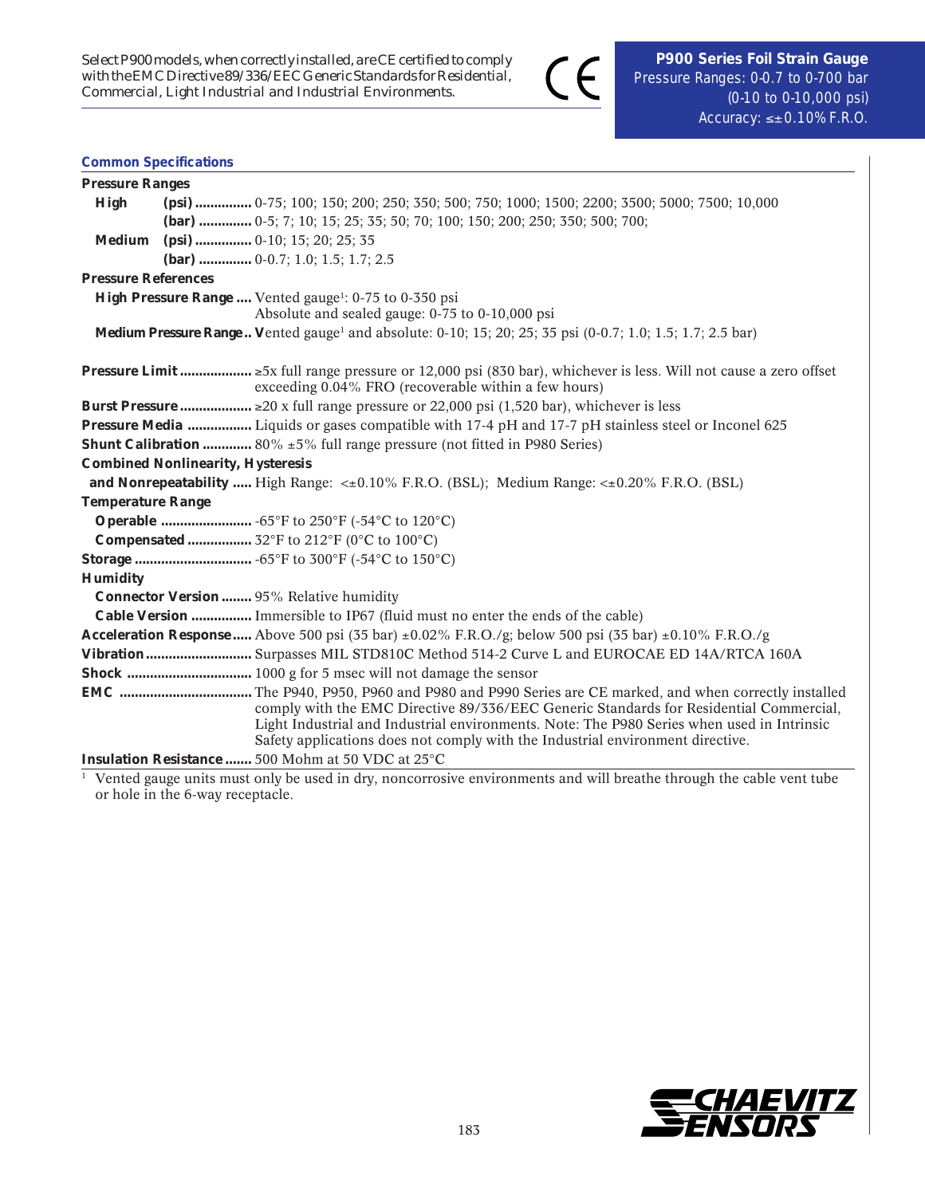Select P900 models, when correctly installed, are CE certified to comply with the EMC Directive 89/336/EEC Generic Standards for Residential, Commercial, Light Industrial and Industrial Environments.

**P900 Series Foil Strain Gauge**
Pressure Ranges: 0-0.7 to 0-700 bar
(0-10 to 0-10,000 psi)
Accuracy: ≤±0.10% F.R.O.

## Common Specifications

**Pressure Ranges**

- **High** **(psi)** ............... 0-75; 100; 150; 200; 250; 350; 500; 750; 1000; 1500; 2200; 3500; 5000; 7500; 10,000
  **(bar)** .............. 0-5; 7; 10; 15; 25; 35; 50; 70; 100; 150; 200; 250; 350; 500; 700;
- **Medium** **(psi)** ............... 0-10; 15; 20; 25; 35
  **(bar)** .............. 0-0.7; 1.0; 1.5; 1.7; 2.5

**Pressure References**

- **High Pressure Range** .... Vented gauge[1]: 0-75 to 0-350 psi
  Absolute and sealed gauge: 0-75 to 0-10,000 psi
- **Medium Pressure Range..** Vented gauge[1] and absolute: 0-10; 15; 20; 25; 35 psi (0-0.7; 1.0; 1.5; 1.7; 2.5 bar)

**Pressure Limit** ................... ≥5x full range pressure or 12,000 psi (830 bar), whichever is less. Will not cause a zero offset exceeding 0.04% FRO (recoverable within a few hours)

**Burst Pressure** ................... ≥20 x full range pressure or 22,000 psi (1,520 bar), whichever is less

**Pressure Media** ................. Liquids or gases compatible with 17-4 pH and 17-7 pH stainless steel or Inconel 625

**Shunt Calibration** ............. 80% ±5% full range pressure (not fitted in P980 Series)

**Combined Nonlinearity, Hysteresis and Nonrepeatability** ..... High Range: <±0.10% F.R.O. (BSL); Medium Range: <±0.20% F.R.O. (BSL)

**Temperature Range**

- **Operable** ........................ -65°F to 250°F (-54°C to 120°C)
- **Compensated** ................. 32°F to 212°F (0°C to 100°C)

**Storage** ............................... -65°F to 300°F (-54°C to 150°C)

**Humidity**

- **Connector Version** ........ 95% Relative humidity
- **Cable Version** ................ Immersible to IP67 (fluid must no enter the ends of the cable)

**Acceleration Response**..... Above 500 psi (35 bar) ±0.02% F.R.O./g; below 500 psi (35 bar) ±0.10% F.R.O./g

**Vibration**............................ Surpasses MIL STD810C Method 514-2 Curve L and EUROCAE ED 14A/RTCA 160A

**Shock** ................................. 1000 g for 5 msec will not damage the sensor

**EMC** .................................. The P940, P950, P960 and P980 and P990 Series are CE marked, and when correctly installed comply with the EMC Directive 89/336/EEC Generic Standards for Residential Commercial, Light Industrial and Industrial environments. Note: The P980 Series when used in Intrinsic Safety applications does not comply with the Industrial environment directive.

**Insulation Resistance** ....... 500 Mohm at 50 VDC at 25°C

[1] Vented gauge units must only be used in dry, noncorrosive environments and will breathe through the cable vent tube or hole in the 6-way receptacle.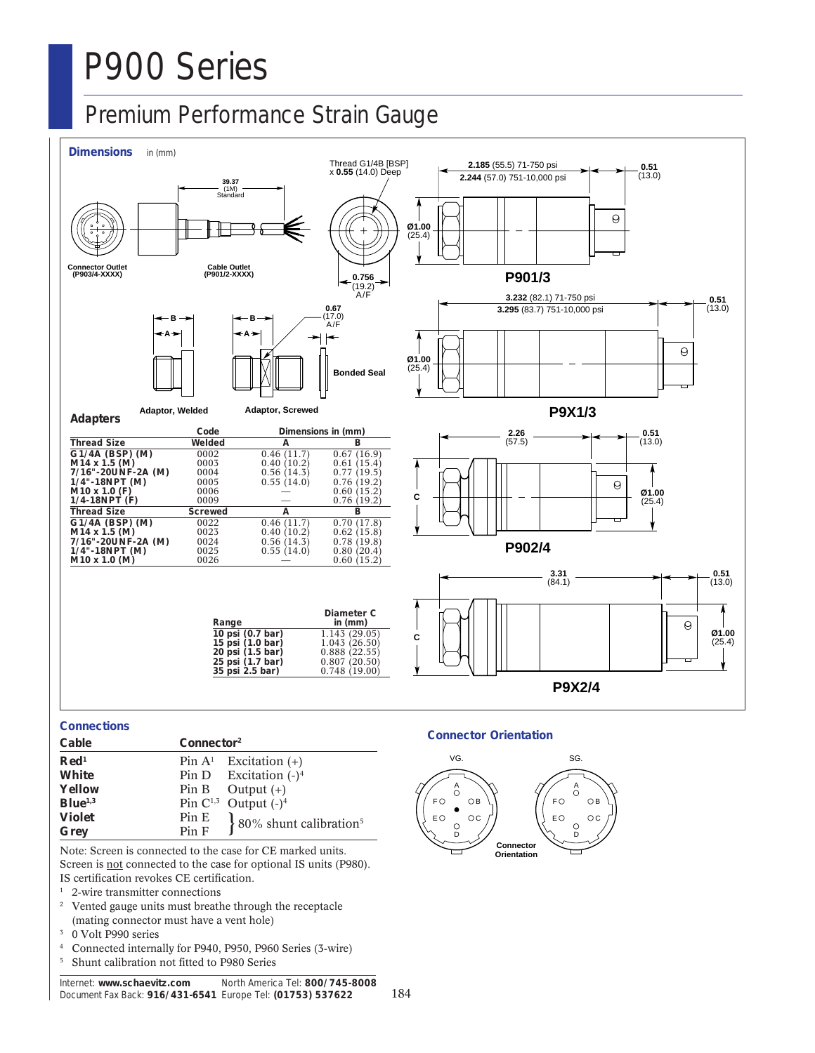# P900 Series

## Premium Performance Strain Gauge

### Dimensions

in (mm)

Connector Outlet (P903/4-XXXX)

Cable Outlet (P901/2-XXXX)

39.37 (1M) Standard

Thread G1/4B [BSP] x **0.55** (14.0) Deep

**0.756** (19.2) A/F

**0.67** (17.0) A/F

**2.185** (55.5) 71-750 psi
**2.244** (57.0) 751-10,000 psi

**0.51** (13.0)

**Ø1.00** (25.4)

**P901/3**

**3.232** (82.1) 71-750 psi
**3.295** (83.7) 751-10,000 psi

**0.51** (13.0)

**Ø1.00** (25.4)

**P9X1/3**

Adaptor, Welded

Adaptor, Screwed

Bonded Seal

**2.26** (57.5)

**0.51** (13.0)

**Ø1.00** (25.4)

**P902/4**

**3.31** (84.1)

**0.51** (13.0)

**Ø1.00** (25.4)

**P9X2/4**

### Adapters

| Thread Size | Code | Dimensions in (mm) | |
|---|---|---|---|
| | Welded | A | B |
| G1/4A (BSP) (M) | 0002 | 0.46 (11.7) | 0.67 (16.9) |
| M14 x 1.5 (M) | 0003 | 0.40 (10.2) | 0.61 (15.4) |
| 7/16"-20UNF-2A (M) | 0004 | 0.56 (14.3) | 0.77 (19.5) |
| 1/4"-18NPT (M) | 0005 | 0.55 (14.0) | 0.76 (19.2) |
| M10 x 1.0 (F) | 0006 | — | 0.60 (15.2) |
| 1/4-18NPT (F) | 0009 | — | 0.76 (19.2) |
| **Thread Size** | **Screwed** | **A** | **B** |
| G1/4A (BSP) (M) | 0022 | 0.46 (11.7) | 0.70 (17.8) |
| M14 x 1.5 (M) | 0023 | 0.40 (10.2) | 0.62 (15.8) |
| 7/16"-20UNF-2A (M) | 0024 | 0.56 (14.3) | 0.78 (19.8) |
| 1/4"-18NPT (M) | 0025 | 0.55 (14.0) | 0.80 (20.4) |
| M10 x 1.0 (M) | 0026 | — | 0.60 (15.2) |

| Range | Diameter C in (mm) |
|---|---|
| 10 psi (0.7 bar) | 1.143 (29.05) |
| 15 psi (1.0 bar) | 1.043 (26.50) |
| 20 psi (1.5 bar) | 0.888 (22.55) |
| 25 psi (1.7 bar) | 0.807 (20.50) |
| 35 psi 2.5 bar) | 0.748 (19.00) |

### Connections

| Cable | Connector[2] | |
|---|---|---|
| Red[1] | Pin A[1] | Excitation (+) |
| White | Pin D | Excitation (-)[4] |
| Yellow | Pin B | Output (+) |
| Blue[1,3] | Pin C[1,3] | Output (-)[4] |
| Violet | Pin E | 80% shunt calibration[5] |
| Grey | Pin F | 80% shunt calibration[5] |

Note: Screen is connected to the case for CE marked units. Screen is not connected to the case for optional IS units (P980). IS certification revokes CE certification.

[1] 2-wire transmitter connections

[2] Vented gauge units must breathe through the receptacle (mating connector must have a vent hole)

[3] 0 Volt P990 series

[4] Connected internally for P940, P950, P960 Series (3-wire)

[5] Shunt calibration not fitted to P980 Series

### Connector Orientation

VG. SG.

Connector Orientation

Internet: **www.schaevitz.com** North America Tel: **800/745-8008**
Document Fax Back: **916/431-6541** Europe Tel: **(01753) 537622**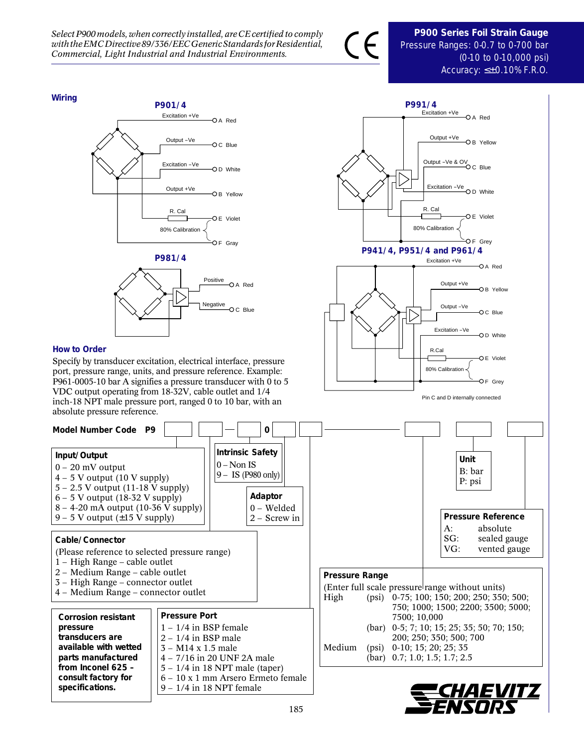*Select P900 models, when correctly installed, are CE certified to comply with the EMC Directive 89/336/EEC Generic Standards for Residential, Commercial, Light Industrial and Industrial Environments.*

**P900 Series Foil Strain Gauge**
Pressure Ranges: 0-0.7 to 0-700 bar
(0-10 to 0-10,000 psi)
Accuracy: ≤±0.10% F.R.O.

## Wiring

### P901/4

Excitation +Ve — A Red
Output –Ve — C Blue
Excitation –Ve — D White
Output +Ve — B Yellow
R. Cal — E Violet
80% Calibration
F Gray

### P981/4

Positive — A Red
Negative — C Blue

### P991/4

Excitation +Ve — A Red
Output +Ve — B Yellow
Output –Ve & OV — C Blue
Excitation –Ve — D White
R. Cal — E Violet
80% Calibration
F Grey

### P941/4, P951/4 and P961/4

Excitation +Ve — A Red
Output +Ve — B Yellow
Output –Ve — C Blue
Excitation –Ve — D White
R.Cal — E Violet
80% Calibration
F Grey

Pin C and D internally connected

## How to Order

Specify by transducer excitation, electrical interface, pressure port, pressure range, units, and pressure reference. Example: P961-0005-10 bar A signifies a pressure transducer with 0 to 5 VDC output operating from 18-32V, cable outlet and 1/4 inch-18 NPT male pressure port, ranged 0 to 10 bar, with an absolute pressure reference.

**Model Number Code P9** ☐ ☐ – ☐ **0** ☐ ☐ ——— ☐ ☐ ☐

**Input/Output**
0 – 20 mV output
4 – 5 V output (10 V supply)
5 – 2.5 V output (11-18 V supply)
6 – 5 V output (18-32 V supply)
8 – 4-20 mA output (10-36 V supply)
9 – 5 V output (±15 V supply)

**Intrinsic Safety**
0 – Non IS
9 – IS (P980 only)

**Adaptor**
0 – Welded
2 – Screw in

**Cable/Connector**
(Please reference to selected pressure range)
1 – High Range – cable outlet
2 – Medium Range – cable outlet
3 – High Range – connector outlet
4 – Medium Range – connector outlet

**Pressure Port**
1 – 1/4 in BSP female
2 – 1/4 in BSP male
3 – M14 x 1.5 male
4 – 7/16 in 20 UNF 2A male
5 – 1/4 in 18 NPT male (taper)
6 – 10 x 1 mm Arsero Ermeto female
9 – 1/4 in 18 NPT female

**Corrosion resistant pressure transducers are available with wetted parts manufactured from Inconel 625 – consult factory for specifications.**

**Unit**
B: bar
P: psi

**Pressure Reference**
A: absolute
SG: sealed gauge
VG: vented gauge

**Pressure Range**
(Enter full scale pressure range without units)

| | | |
|---|---|---|
| High | (psi) | 0-75; 100; 150; 200; 250; 350; 500; 750; 1000; 1500; 2200; 3500; 5000; 7500; 10,000 |
| | (bar) | 0-5; 7; 10; 15; 25; 35; 50; 70; 150; 200; 250; 350; 500; 700 |
| Medium | (psi) | 0-10; 15; 20; 25; 35 |
| | (bar) | 0.7; 1.0; 1.5; 1.7; 2.5 |

SCHAEVITZ SENSORS